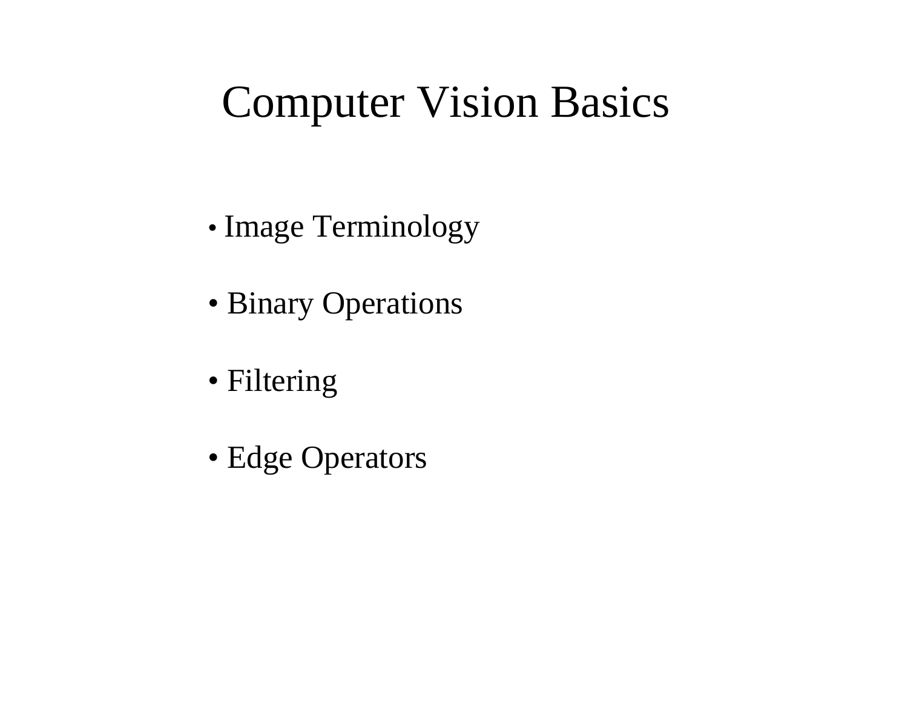# Computer Vision Basics

- Image Terminology
- Binary Operations
- Filtering
- Edge Operators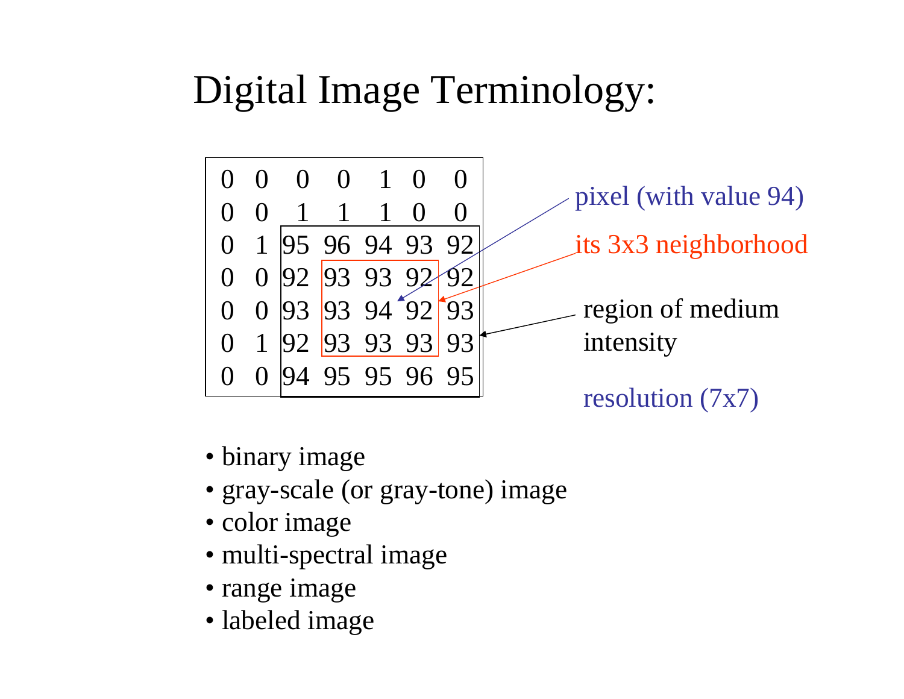# Digital Image Terminology:

|   |   |   |   |   |   |   |
|---|---|---|---|---|---|---|
| 0 | 0 | 0 | 0 | 1 | 0 | 0 |
| 0 | 0 | 1 | 1 | 1 | 0 | 0 |
| 0 | 1 | 95 | 96 | 94 | 93 | 92 |
| 0 | 0 | 92 | 93 | 93 | 92 | 92 |
| 0 | 0 | 93 | 93 | 94 | 92 | 93 |
| 0 | 1 | 92 | 93 | 93 | 93 | 93 |
| 0 | 0 | 94 | 95 | 95 | 96 | 95 |

pixel (with value 94)

its 3x3 neighborhood

region of medium intensity

resolution (7x7)

- binary image
- gray-scale (or gray-tone) image
- color image
- multi-spectral image
- range image
- labeled image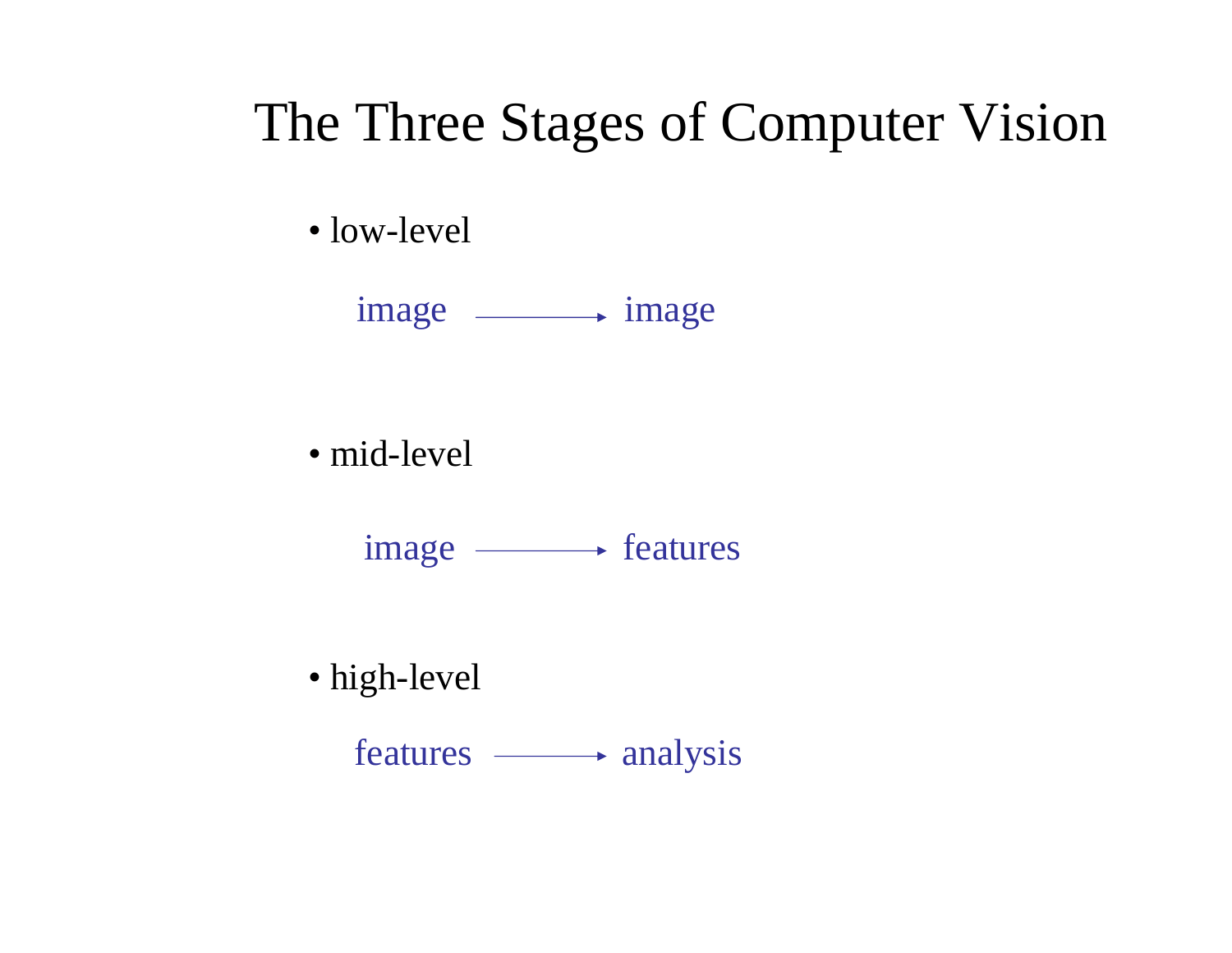# The Three Stages of Computer Vision

- low-level

  image ⟶ image

- mid-level

  image ⟶ features

- high-level

  features ⟶ analysis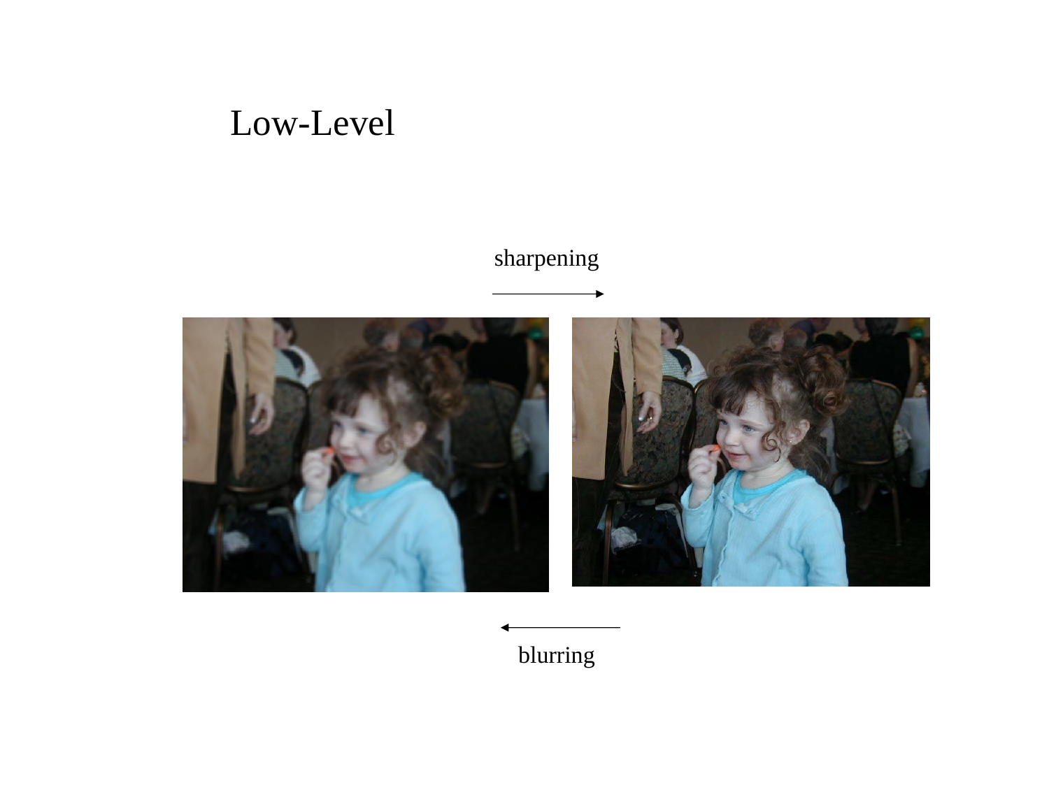# Low-Level

sharpening

blurring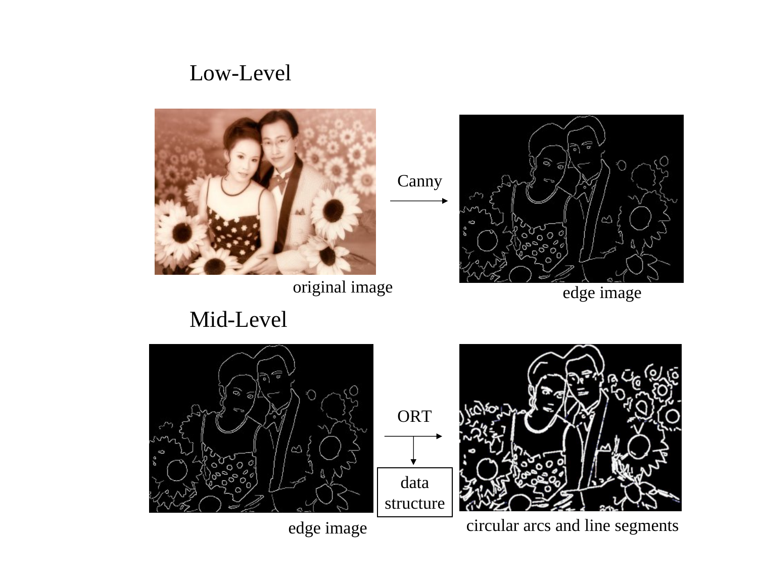## Low-Level

Canny

original image

edge image

## Mid-Level

ORT

data structure

edge image

circular arcs and line segments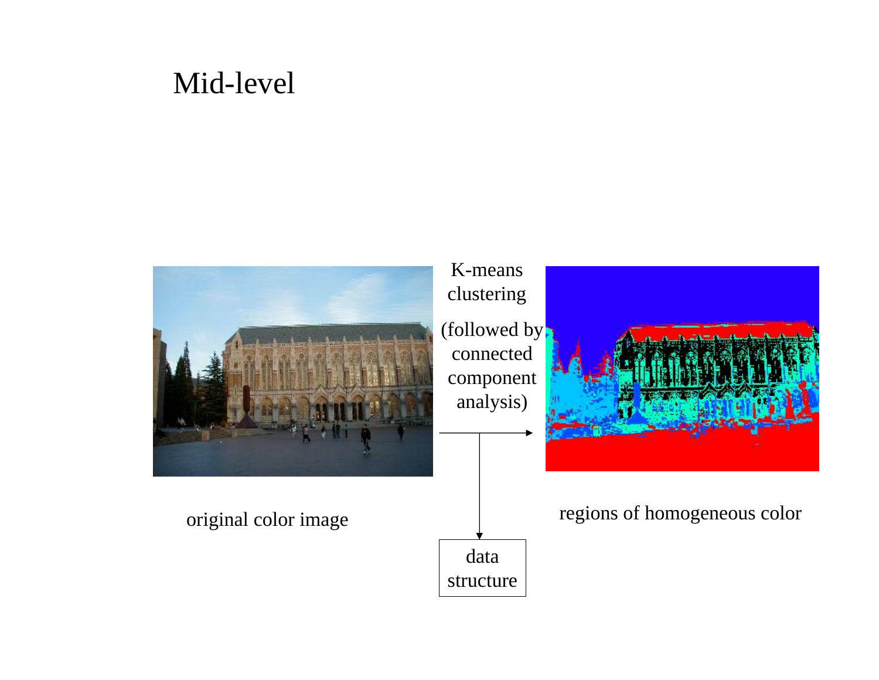# Mid-level

K-means clustering

(followed by connected component analysis)

original color image

regions of homogeneous color

data structure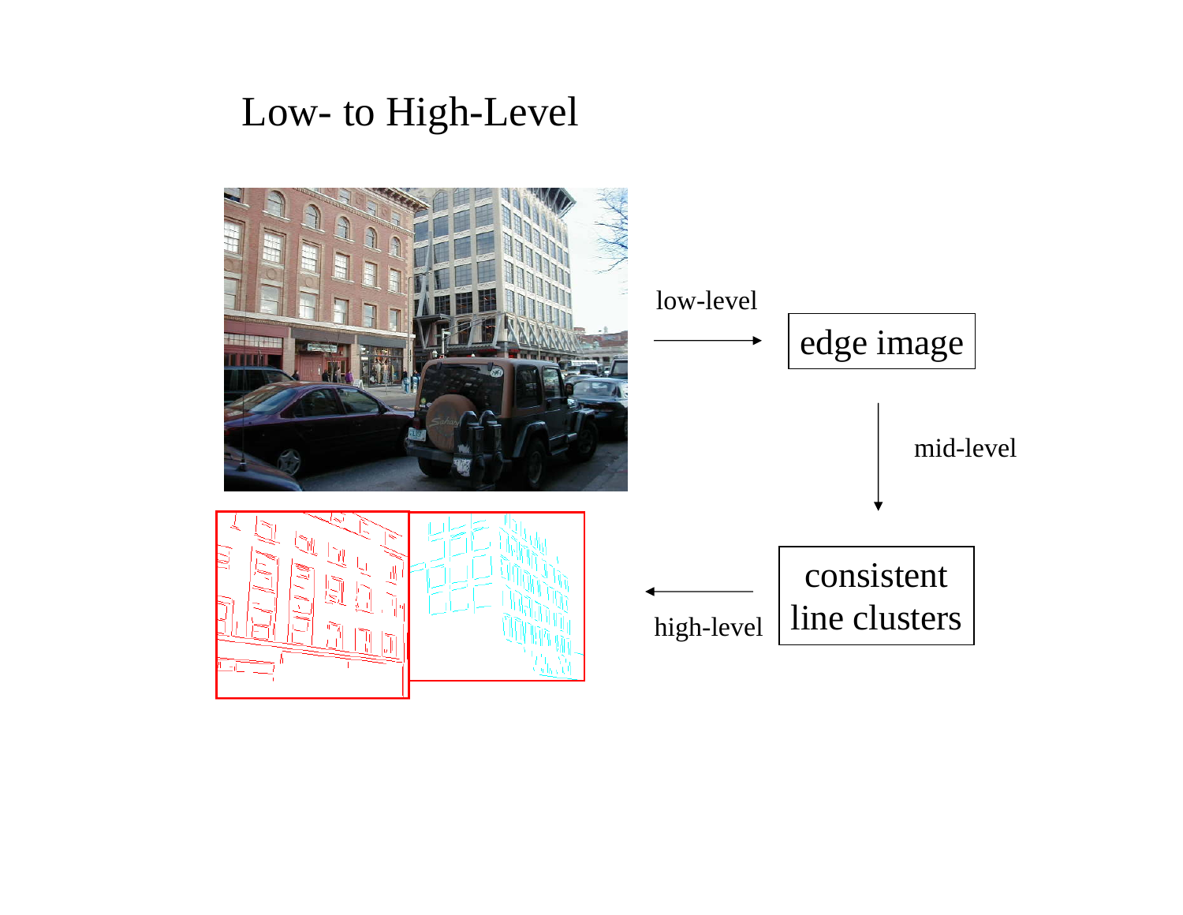# Low- to High-Level

low-level

edge image

mid-level

consistent line clusters

high-level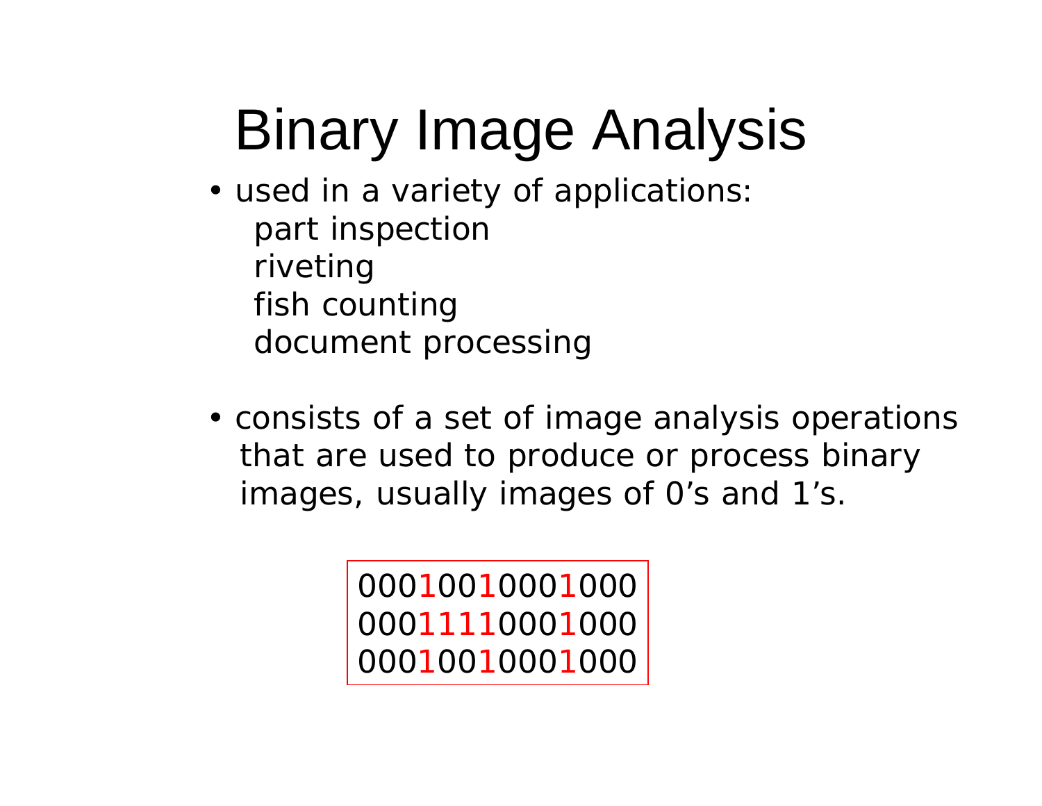# Binary Image Analysis

- used in a variety of applications:
  - part inspection
  - riveting
  - fish counting
  - document processing

- consists of a set of image analysis operations that are used to produce or process binary images, usually images of 0's and 1's.

```
000100100001000
000111100001000
000100100001000
```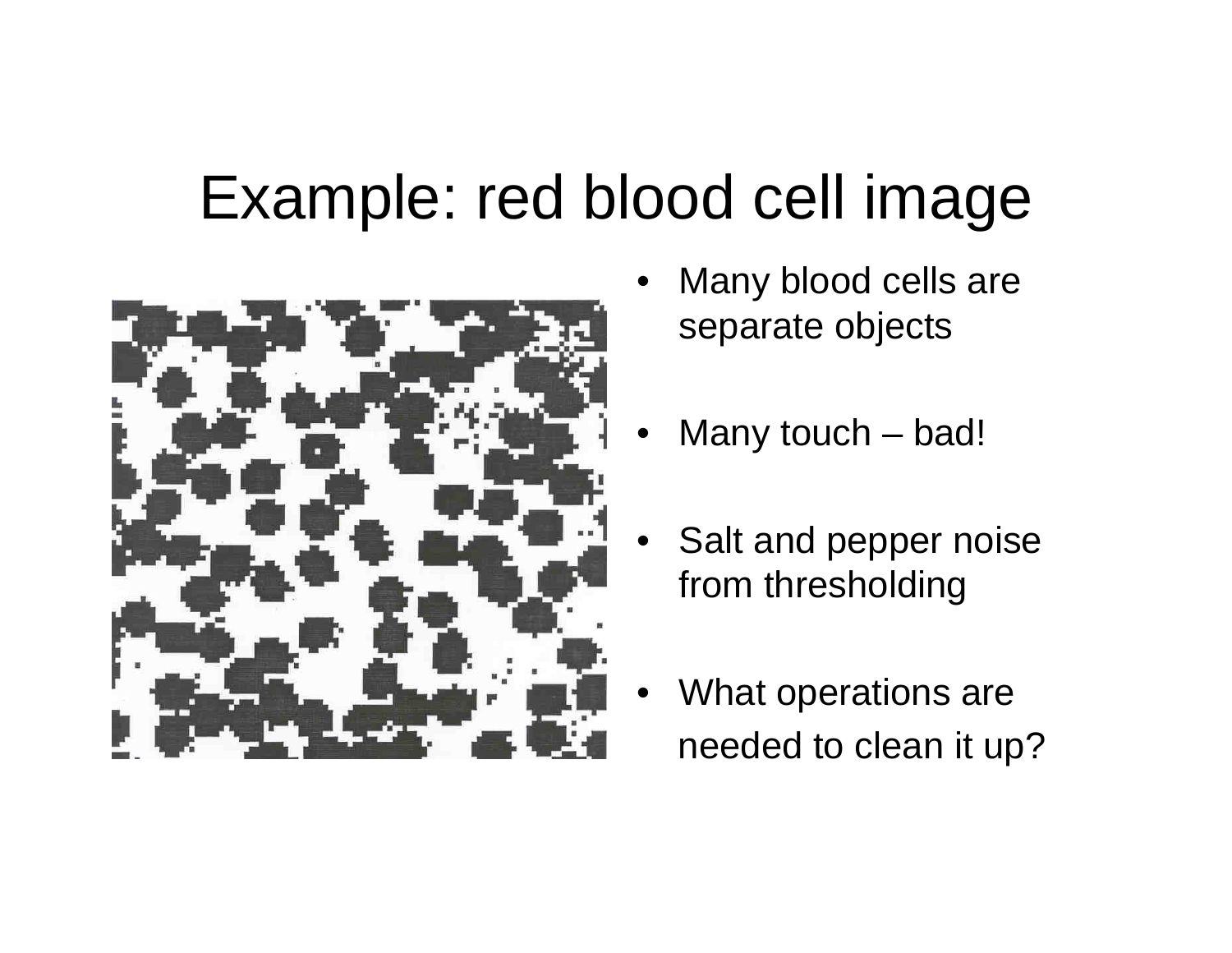# Example: red blood cell image

- Many blood cells are separate objects
- Many touch – bad!
- Salt and pepper noise from thresholding
- What operations are needed to clean it up?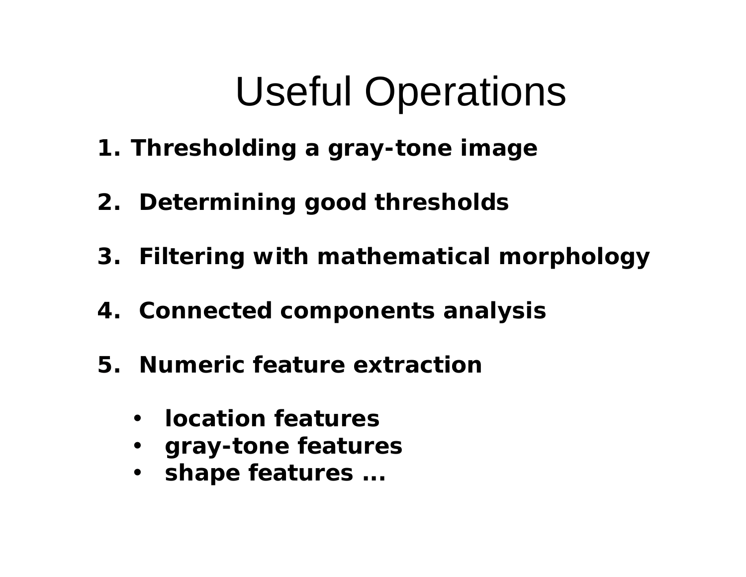# Useful Operations

1. **Thresholding a gray-tone image**

2. **Determining good thresholds**

3. **Filtering with mathematical morphology**

4. **Connected components analysis**

5. **Numeric feature extraction**

    - **location features**
    - **gray-tone features**
    - **shape features ...**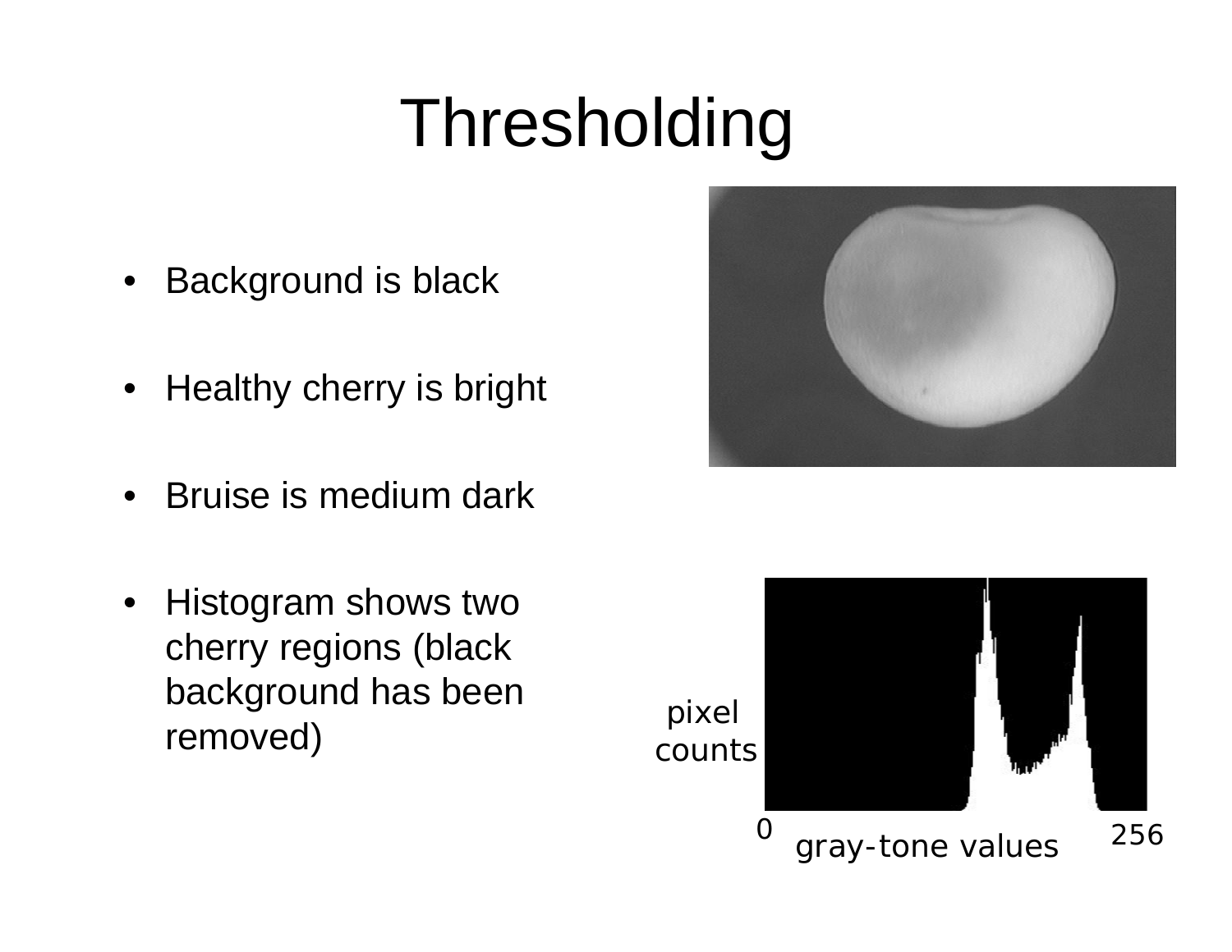# Thresholding

- Background is black
- Healthy cherry is bright
- Bruise is medium dark
- Histogram shows two cherry regions (black background has been removed)

pixel counts

0 gray-tone values 256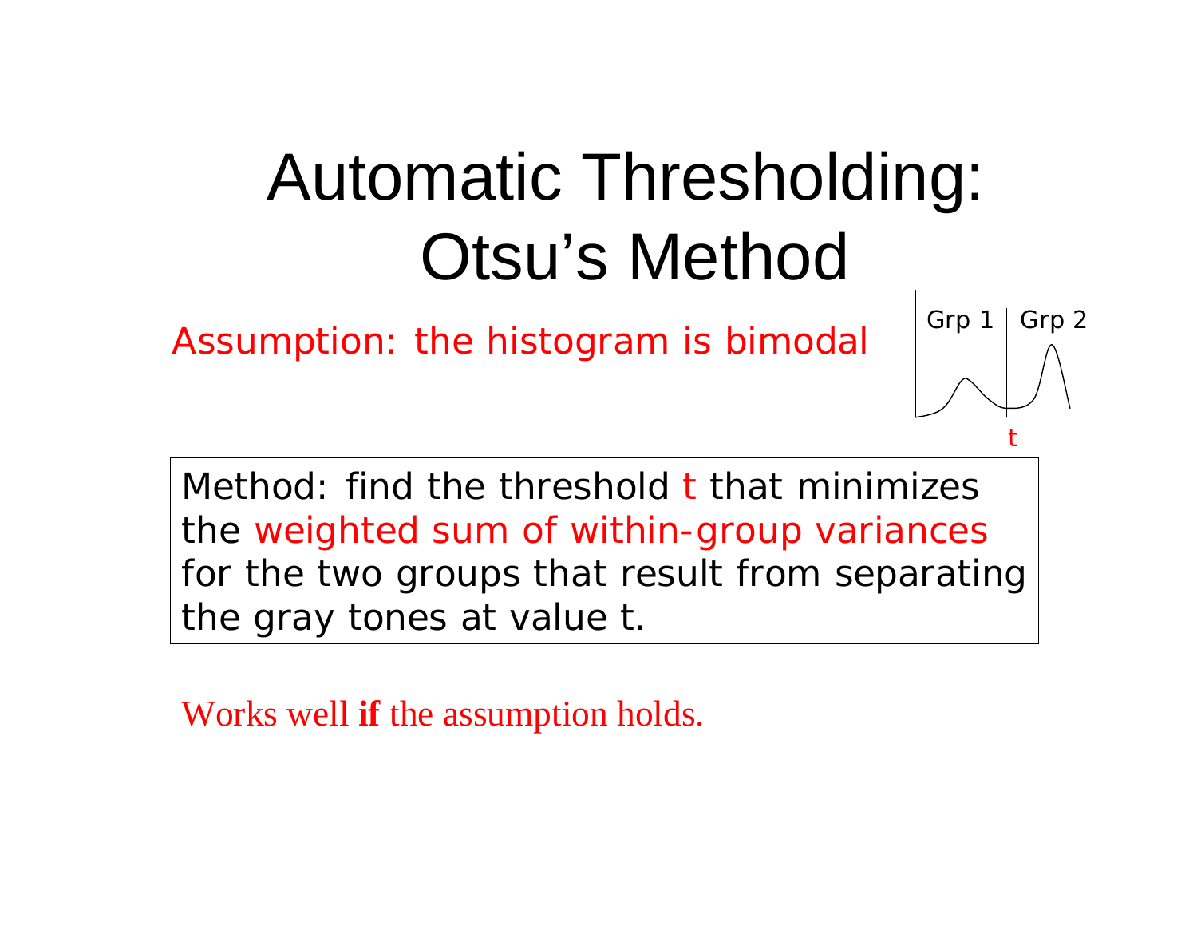# Automatic Thresholding: Otsu's Method

Assumption: the histogram is bimodal

Grp 1 | Grp 2

t

Method: find the threshold t that minimizes the weighted sum of within-group variances for the two groups that result from separating the gray tones at value t.

Works well **if** the assumption holds.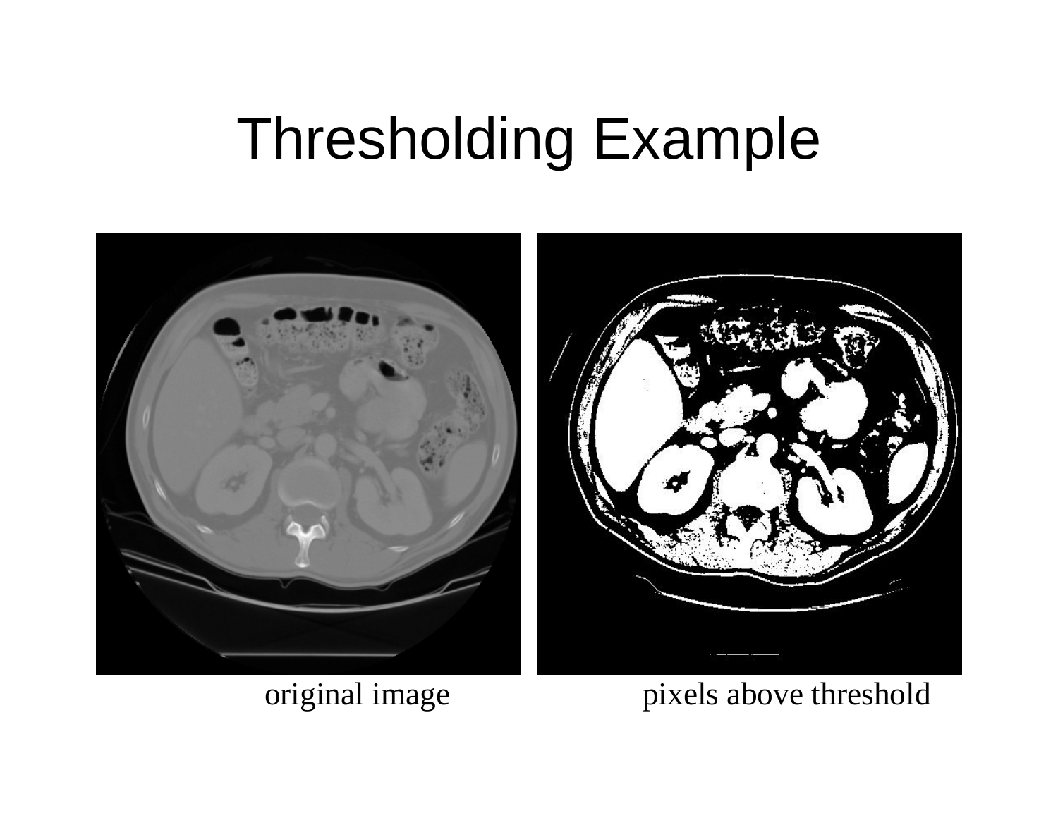# Thresholding Example

original image

pixels above threshold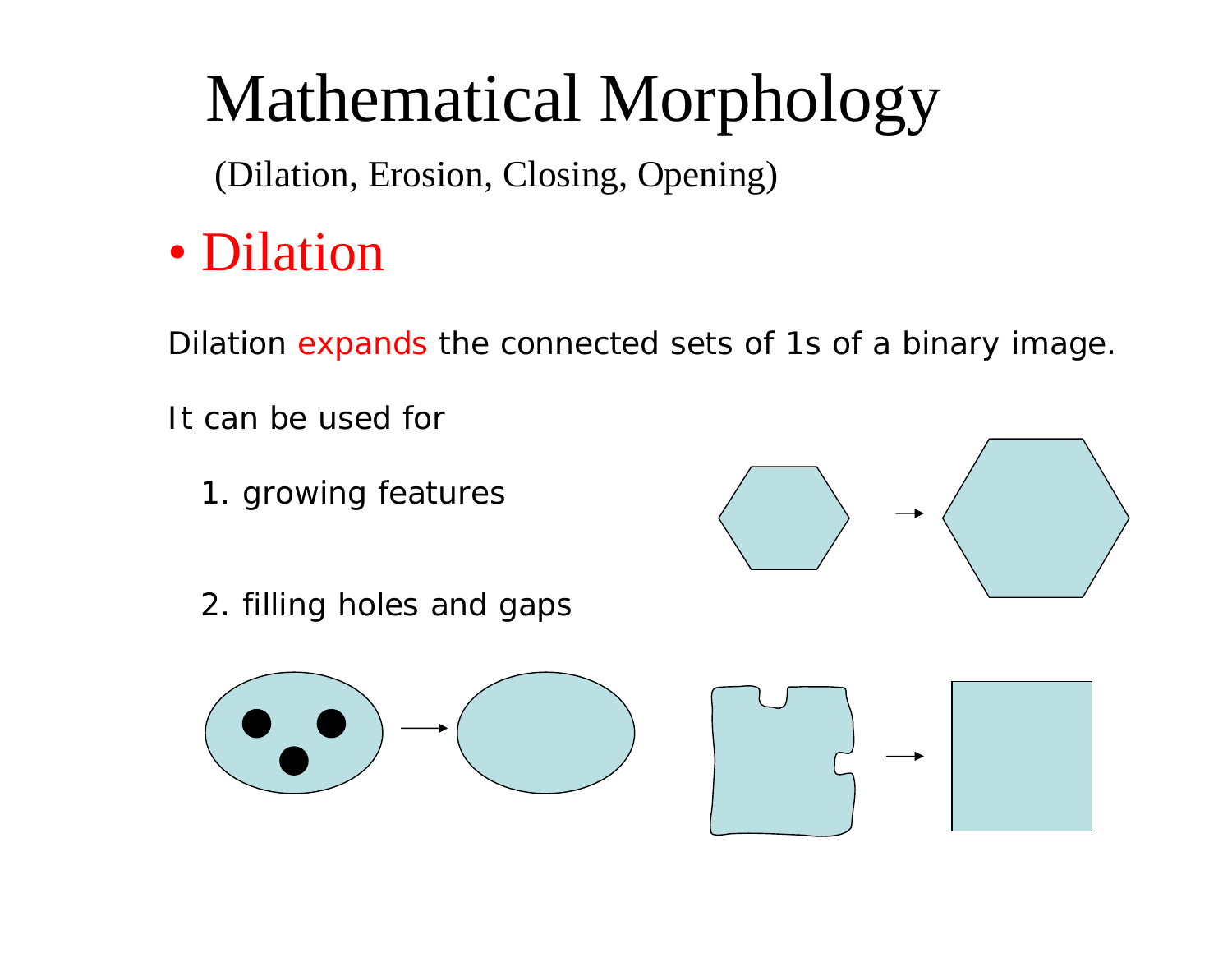# Mathematical Morphology

(Dilation, Erosion, Closing, Opening)

- Dilation

Dilation expands the connected sets of 1s of a binary image.

It can be used for

1. growing features

2. filling holes and gaps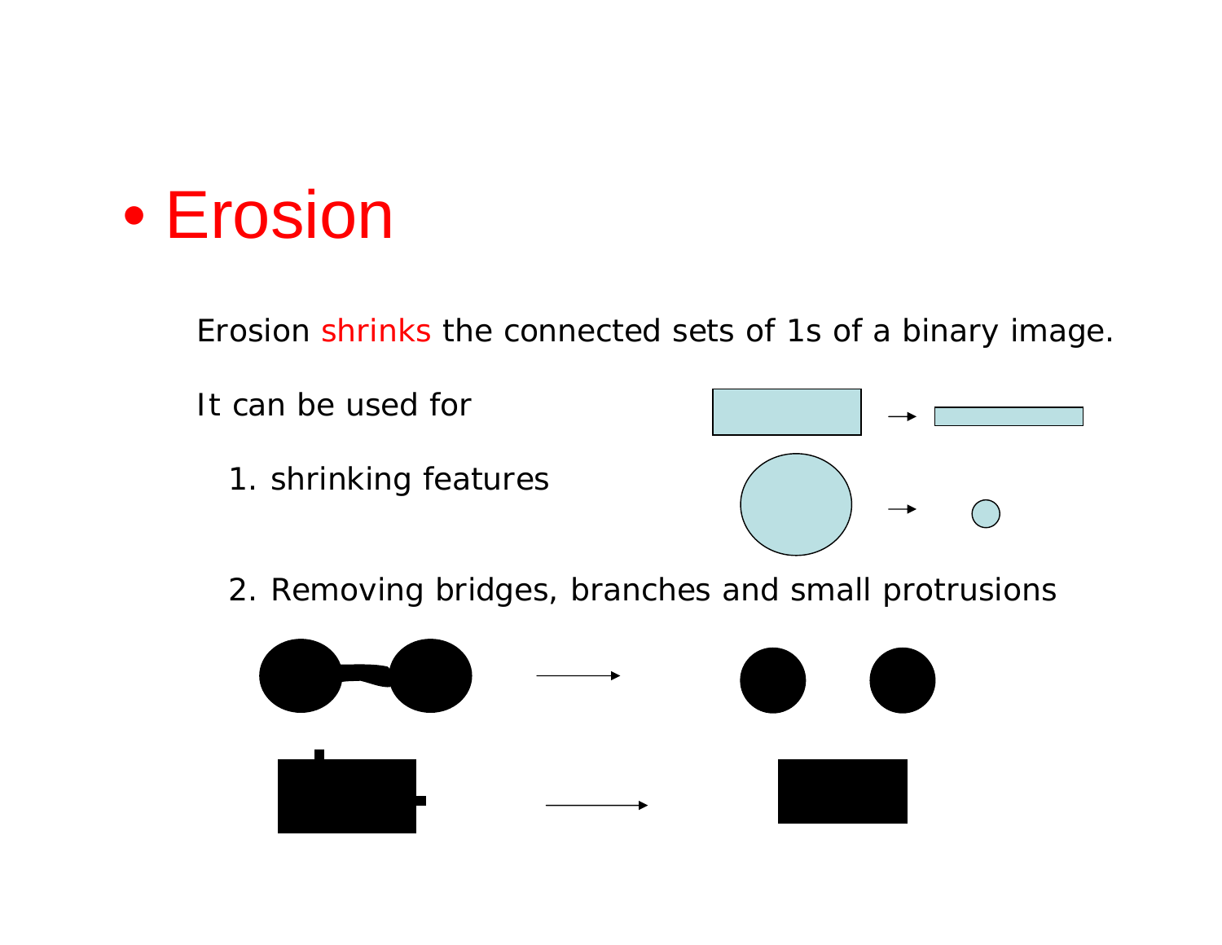- Erosion

Erosion shrinks the connected sets of 1s of a binary image.

It can be used for

1. shrinking features

2. Removing bridges, branches and small protrusions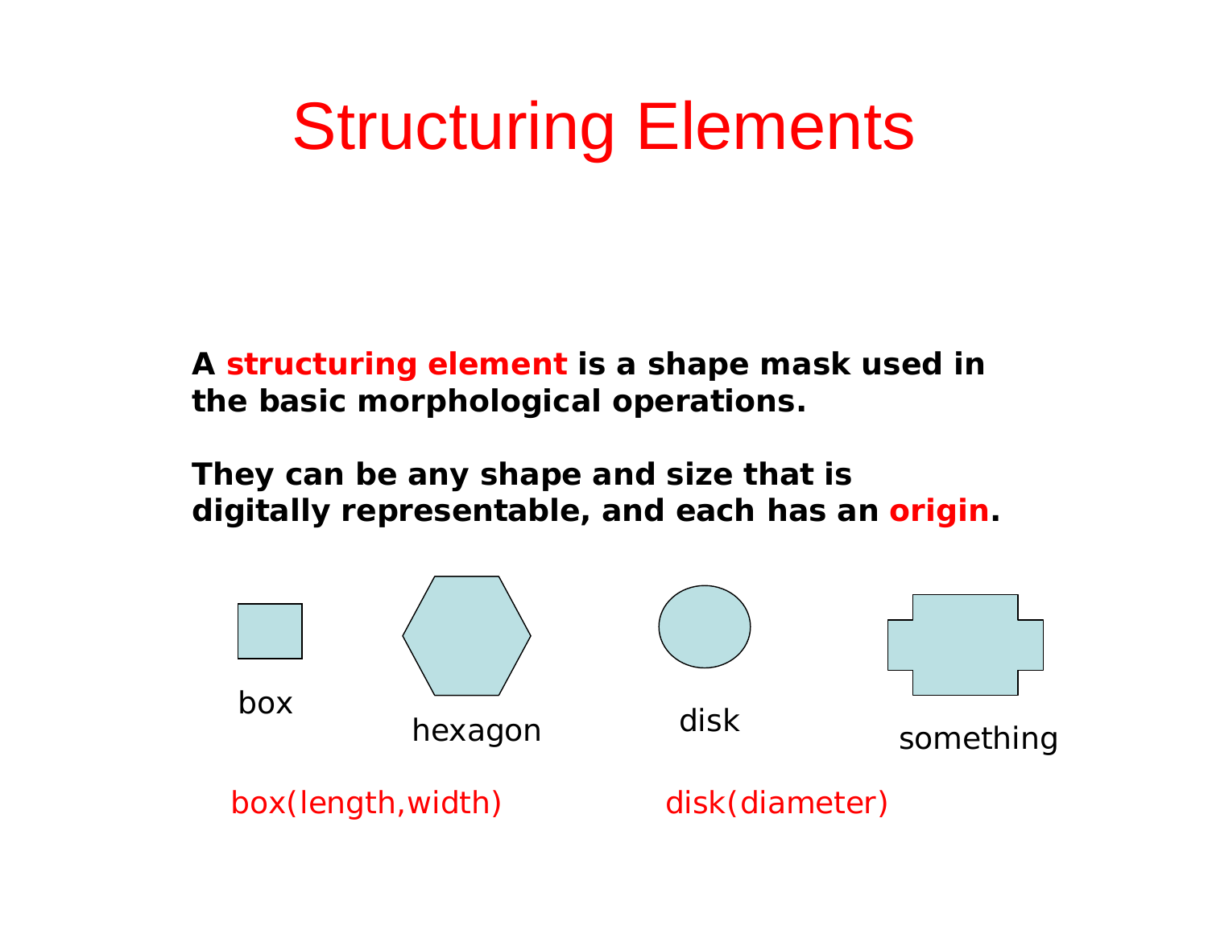# Structuring Elements

**A structuring element is a shape mask used in the basic morphological operations.**

**They can be any shape and size that is digitally representable, and each has an origin.**

box

hexagon

disk

something

box(length,width)

disk(diameter)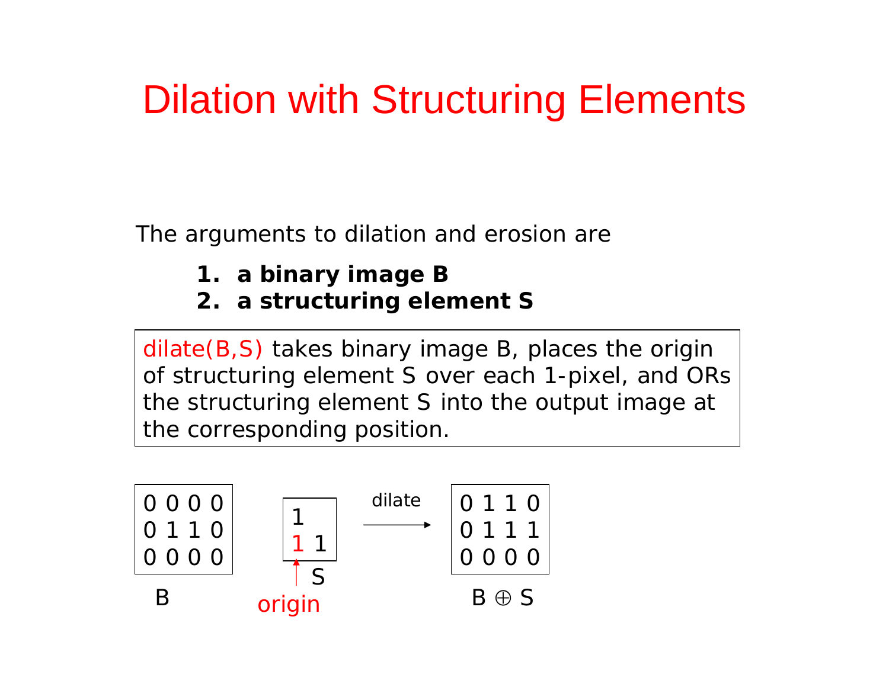# Dilation with Structuring Elements

The arguments to dilation and erosion are

1. **a binary image B**
2. **a structuring element S**

dilate(B,S) takes binary image B, places the origin of structuring element S over each 1-pixel, and ORs the structuring element S into the output image at the corresponding position.

```
0 0 0 0          1              0 1 1 0
0 1 1 0          1 1   dilate   0 1 1 1
0 0 0 0                 --->    0 0 0 0

   B              S              B ⊕ S
               ↑
             origin
```

(The origin of S is the bottom-left 1.)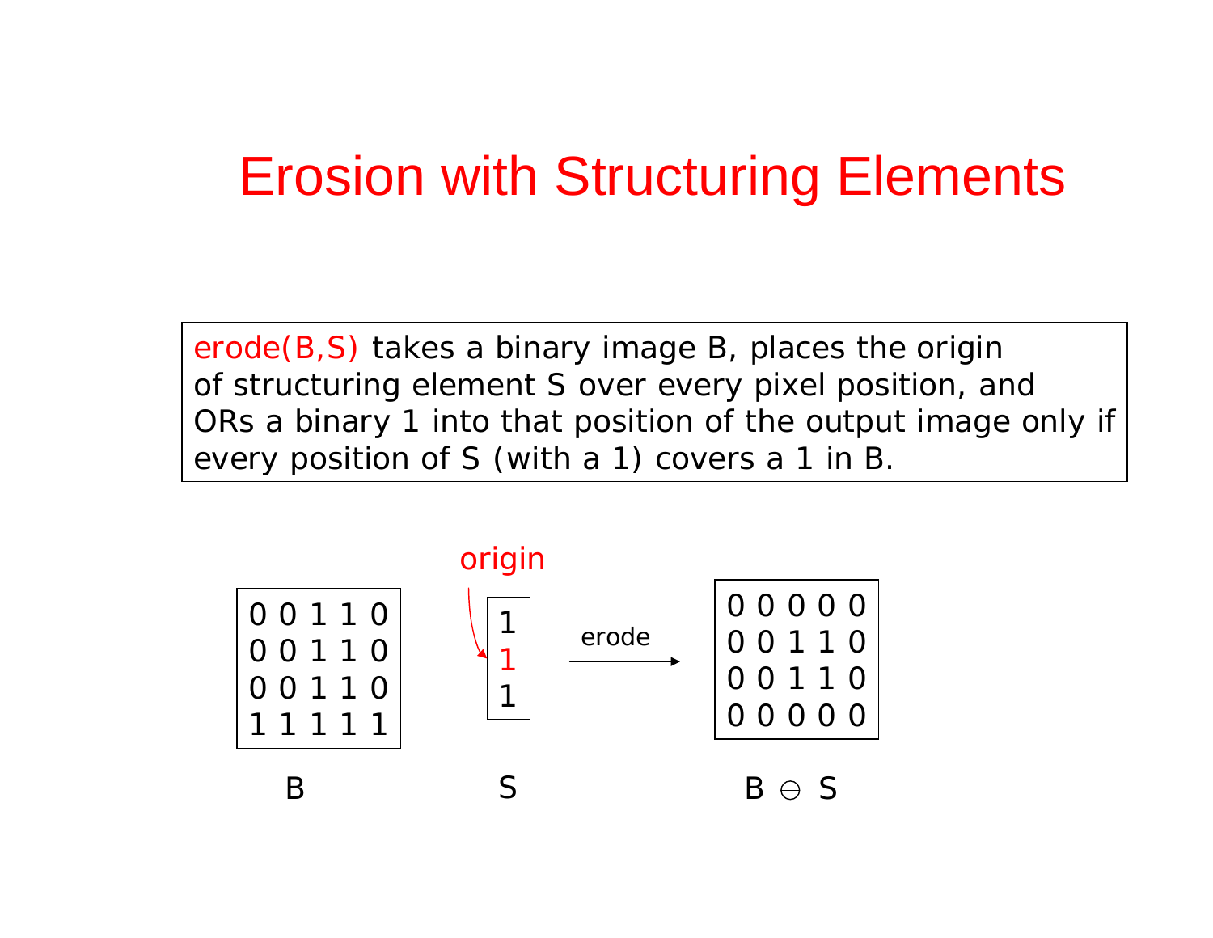# Erosion with Structuring Elements

erode(B,S) takes a binary image B, places the origin of structuring element S over every pixel position, and ORs a binary 1 into that position of the output image only if every position of S (with a 1) covers a 1 in B.

**B**

```
0 0 1 1 0
0 0 1 1 0
0 0 1 1 0
1 1 1 1 1
```

**S** (origin is the middle element)

```
1
1   <- origin
1
```

erode →

**$B \ominus S$**

```
0 0 0 0 0
0 0 1 1 0
0 0 1 1 0
0 0 0 0 0
```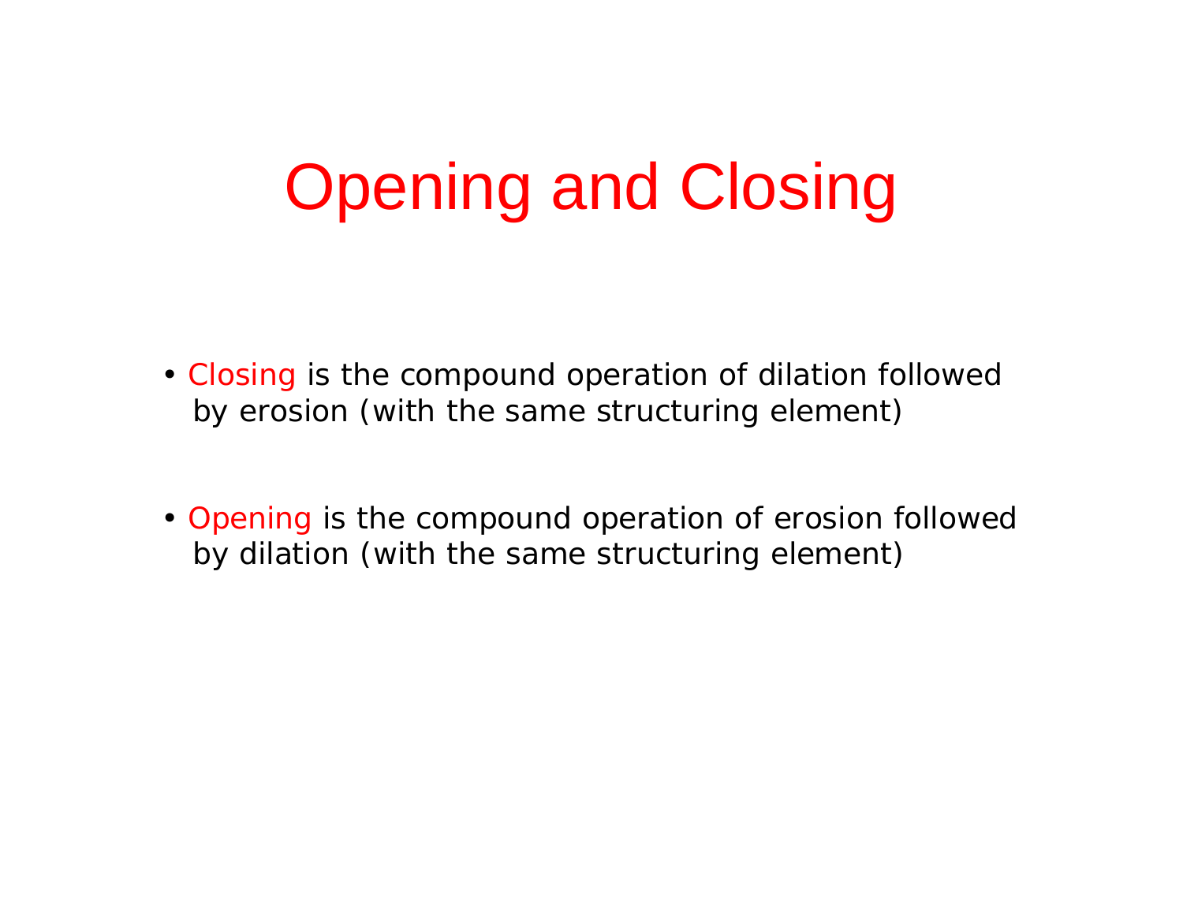# Opening and Closing

- **Closing** is the compound operation of dilation followed by erosion (with the same structuring element)

- **Opening** is the compound operation of erosion followed by dilation (with the same structuring element)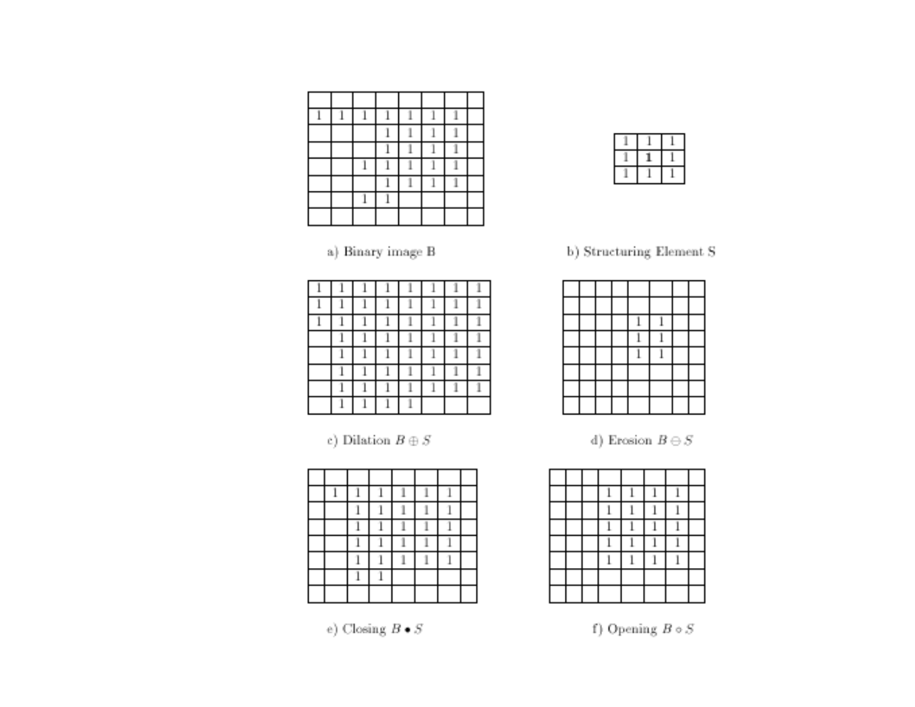| | | | | | | | |
|---|---|---|---|---|---|---|---|
| 1 | 1 | 1 | 1 | 1 | 1 | 1 | |
| | | | 1 | 1 | 1 | 1 | |
| | | | 1 | 1 | 1 | 1 | |
| | | 1 | 1 | 1 | 1 | 1 | |
| | | | 1 | 1 | 1 | 1 | |
| | | 1 | 1 | | | | |
| | | | | | | | |

a) Binary image B

| 1 | 1 | 1 |
|---|---|---|
| 1 | **1** | 1 |
| 1 | 1 | 1 |

b) Structuring Element S

| 1 | 1 | 1 | 1 | 1 | 1 | 1 | 1 |
|---|---|---|---|---|---|---|---|
| 1 | 1 | 1 | 1 | 1 | 1 | 1 | 1 |
| 1 | 1 | 1 | 1 | 1 | 1 | 1 | 1 |
| | 1 | 1 | 1 | 1 | 1 | 1 | 1 |
| | 1 | 1 | 1 | 1 | 1 | 1 | 1 |
| | 1 | 1 | 1 | 1 | 1 | 1 | 1 |
| | 1 | 1 | 1 | 1 | 1 | 1 | 1 |
| | 1 | 1 | 1 | 1 | | | |

c) Dilation $B \oplus S$

| | | | | | | | |
|---|---|---|---|---|---|---|---|
| | | | | | | | |
| | | | | 1 | 1 | | |
| | | | | 1 | 1 | | |
| | | | | 1 | 1 | | |
| | | | | | | | |
| | | | | | | | |
| | | | | | | | |

d) Erosion $B \ominus S$

| | | | | | | | |
|---|---|---|---|---|---|---|---|
| | 1 | 1 | 1 | 1 | 1 | 1 | |
| | | 1 | 1 | 1 | 1 | 1 | |
| | | 1 | 1 | 1 | 1 | 1 | |
| | | 1 | 1 | 1 | 1 | 1 | |
| | | 1 | 1 | 1 | 1 | 1 | |
| | | 1 | 1 | | | | |
| | | | | | | | |

e) Closing $B \bullet S$

| | | | | | | | |
|---|---|---|---|---|---|---|---|
| | | | 1 | 1 | 1 | 1 | |
| | | | 1 | 1 | 1 | 1 | |
| | | | 1 | 1 | 1 | 1 | |
| | | | 1 | 1 | 1 | 1 | |
| | | | 1 | 1 | 1 | 1 | |
| | | | | | | | |
| | | | | | | | |

f) Opening $B \circ S$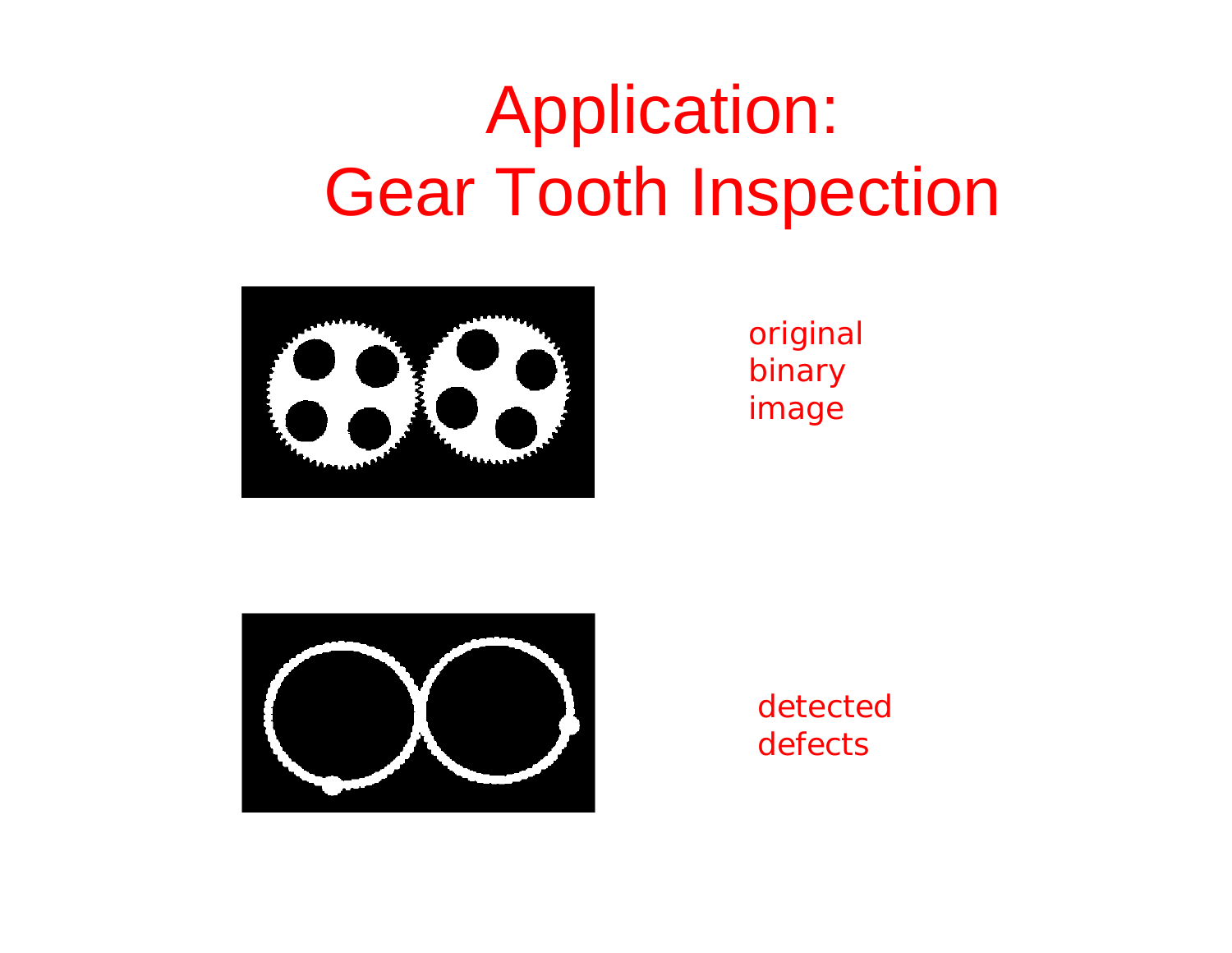# Application: Gear Tooth Inspection

original binary image

detected defects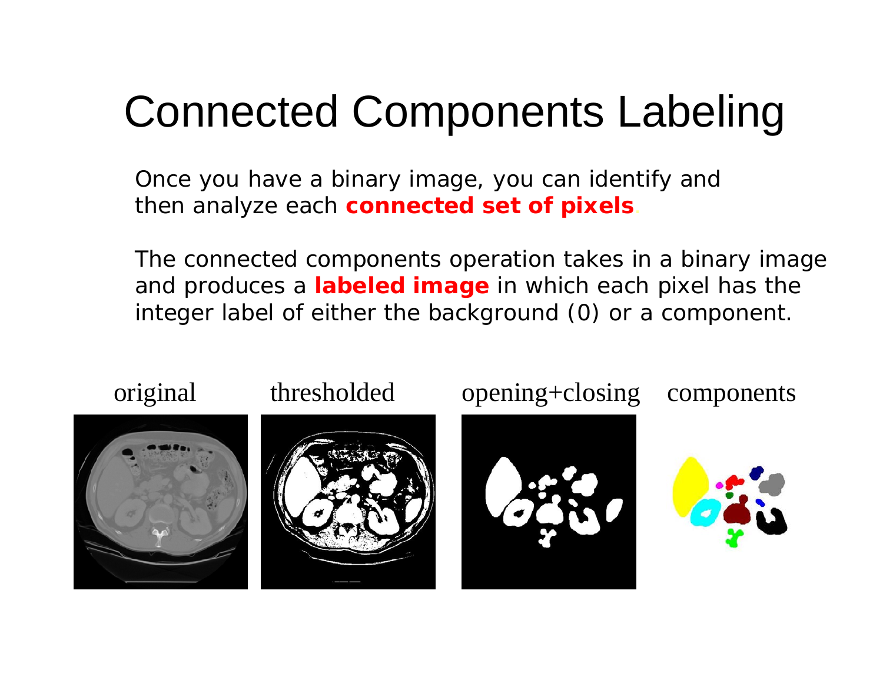# Connected Components Labeling

Once you have a binary image, you can identify and then analyze each **connected set of pixels**.

The connected components operation takes in a binary image and produces a **labeled image** in which each pixel has the integer label of either the background (0) or a component.

original | thresholded | opening+closing | components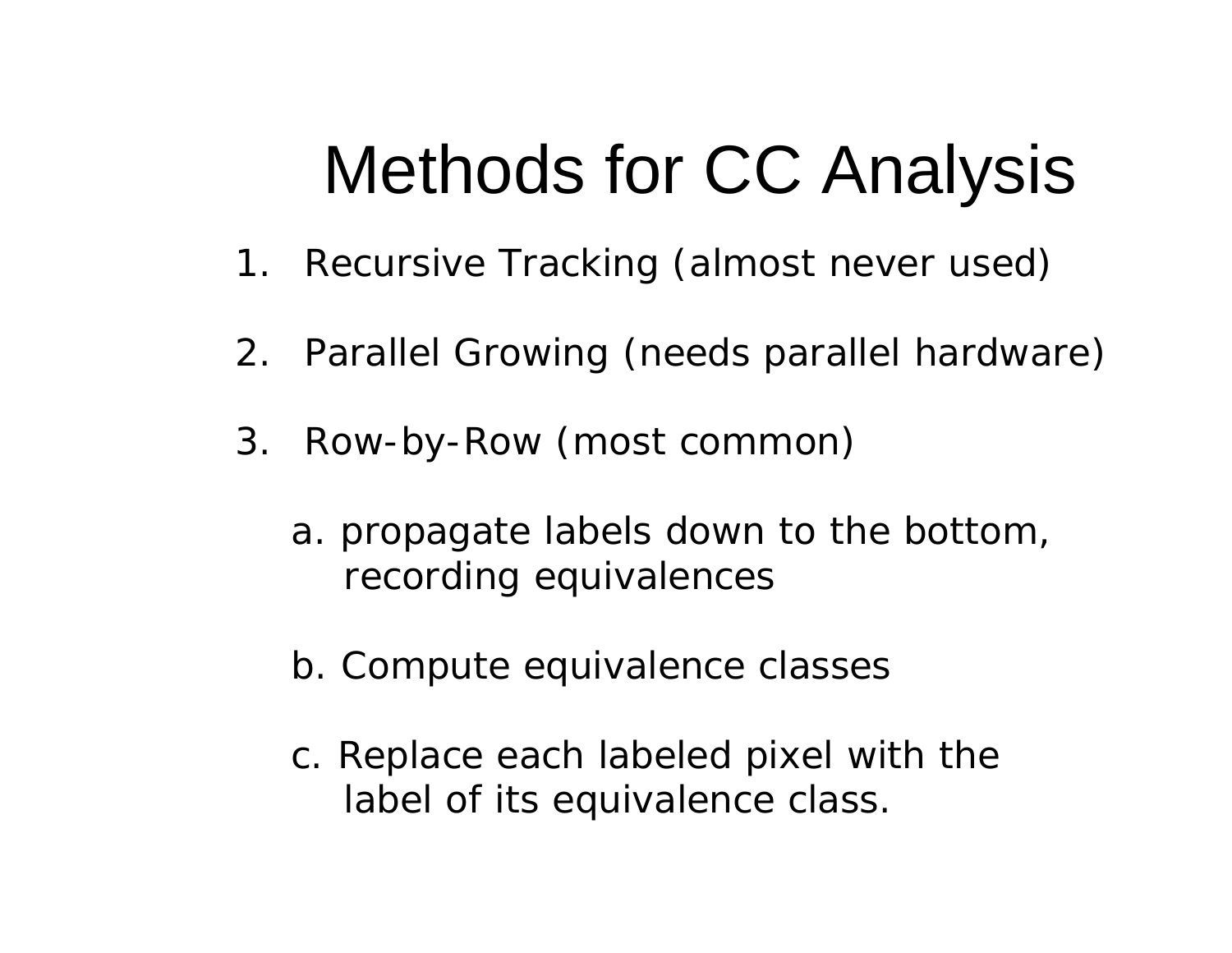# Methods for CC Analysis

1. Recursive Tracking (almost never used)

2. Parallel Growing (needs parallel hardware)

3. Row-by-Row (most common)

   a. propagate labels down to the bottom, recording equivalences

   b. Compute equivalence classes

   c. Replace each labeled pixel with the label of its equivalence class.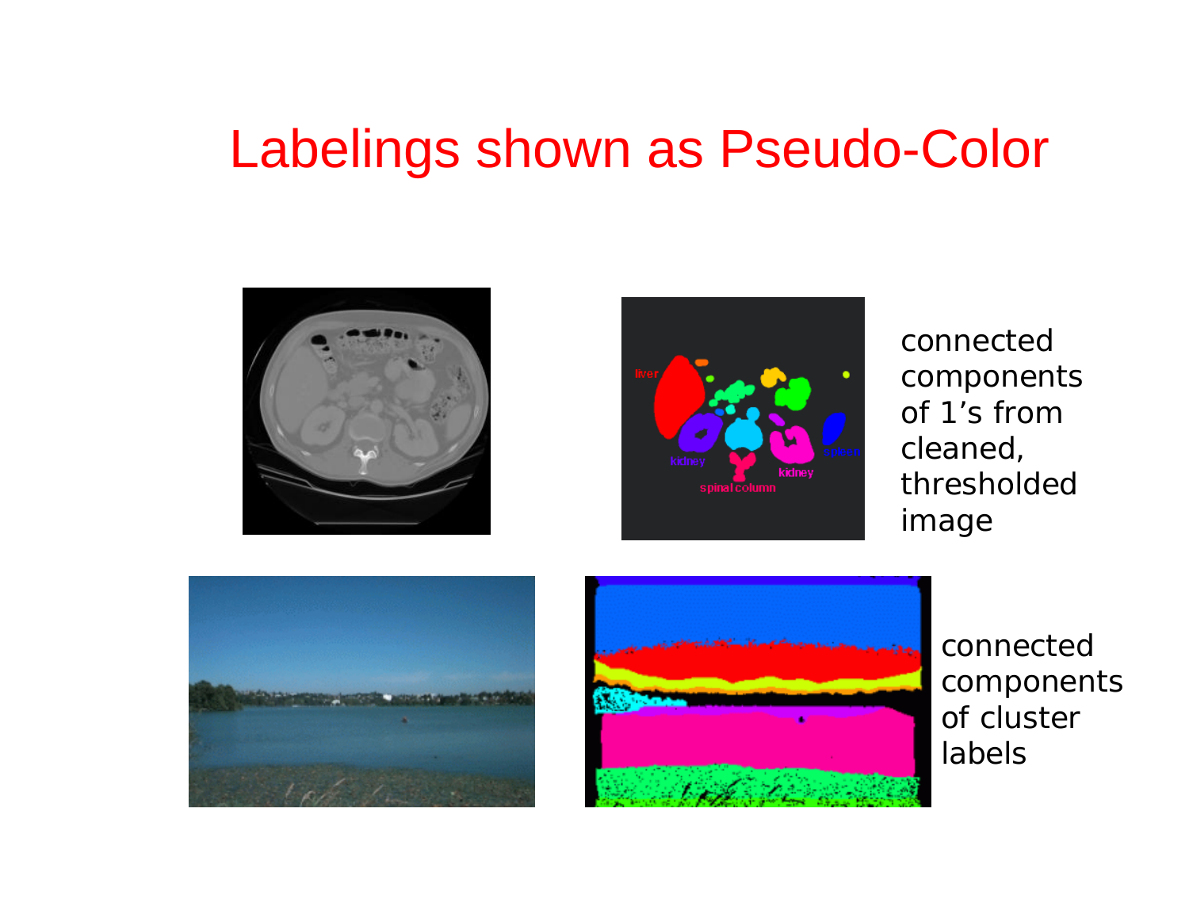# Labelings shown as Pseudo-Color

connected components of 1's from cleaned, thresholded image

connected components of cluster labels